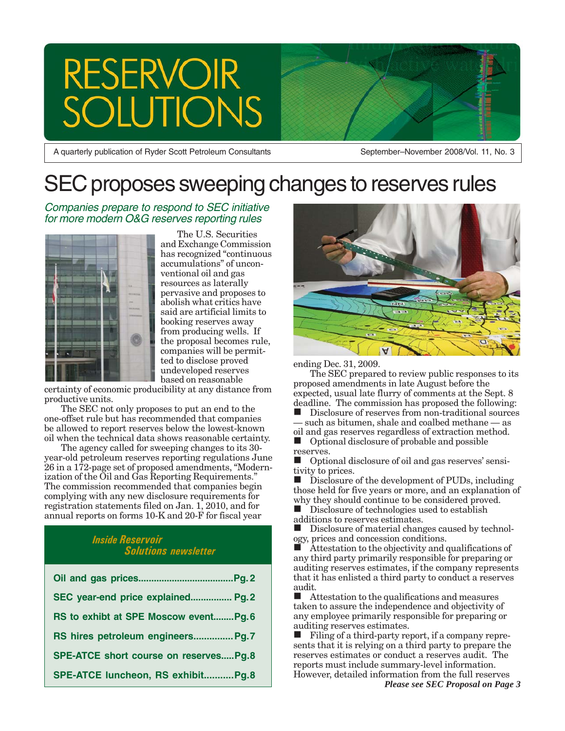# RESERVOIR SOLUTIONS

A quarterly publication of Ryder Scott Petroleum Consultants

September–November 2008/Vol. 11, No. 3

# SEC proposes sweeping changes to reserves rules

*Companies prepare to respond to SEC initiative for more modern O&G reserves reporting rules*

The U.S. Securities and Exchange Commission has recognized "continuous accumulations" of unconventional oil and gas resources as laterally pervasive and proposes to abolish what critics have said are artificial limits to booking reserves away from producing wells. If the proposal becomes rule, companies will be permitted to disclose proved undeveloped reserves based on reasonable certainty of economic producibility at any distance from productive units.

The SEC not only proposes to put an end to the one-offset rule but has recommended that companies be allowed to report reserves below the lowest-known oil when the technical data shows reasonable certainty.

The agency called for sweeping changes to its 30-year-old petroleum reserves reporting regulations June 26 in a 172-page set of proposed amendments, "Modernization of the Oil and Gas Reporting Requirements." The commission recommended that companies begin complying with any new disclosure requirements for registration statements filed on Jan. 1, 2010, and for annual reports on forms 10-K and 20-F for fiscal year ending Dec. 31, 2009.

The SEC prepared to review public responses to its proposed amendments in late August before the expected, usual late flurry of comments at the Sept. 8 deadline. The commission has proposed the following:

- Disclosure of reserves from non-traditional sources — such as bitumen, shale and coalbed methane — as oil and gas reserves regardless of extraction method.
- Optional disclosure of probable and possible reserves.
- Optional disclosure of oil and gas reserves' sensitivity to prices.
- Disclosure of the development of PUDs, including those held for five years or more, and an explanation of why they should continue to be considered proved.
- Disclosure of technologies used to establish additions to reserves estimates.
- Disclosure of material changes caused by technology, prices and concession conditions.
- Attestation to the objectivity and qualifications of any third party primarily responsible for preparing or auditing reserves estimates, if the company represents that it has enlisted a third party to conduct a reserves audit.
- Attestation to the qualifications and measures taken to assure the independence and objectivity of any employee primarily responsible for preparing or auditing reserves estimates.
- Filing of a third-party report, if a company represents that it is relying on a third party to prepare the reserves estimates or conduct a reserves audit. The reports must include summary-level information. However, detailed information from the full reserves

***Please see SEC Proposal on Page 3***

## *Inside Reservoir Solutions newsletter*

| | |
|---|---|
| **Oil and gas prices** | **Pg. 2** |
| **SEC year-end price explained** | **Pg. 2** |
| **RS to exhibit at SPE Moscow event** | **Pg. 6** |
| **RS hires petroleum engineers** | **Pg. 7** |
| **SPE-ATCE short course on reserves** | **Pg. 8** |
| **SPE-ATCE luncheon, RS exhibit** | **Pg. 8** |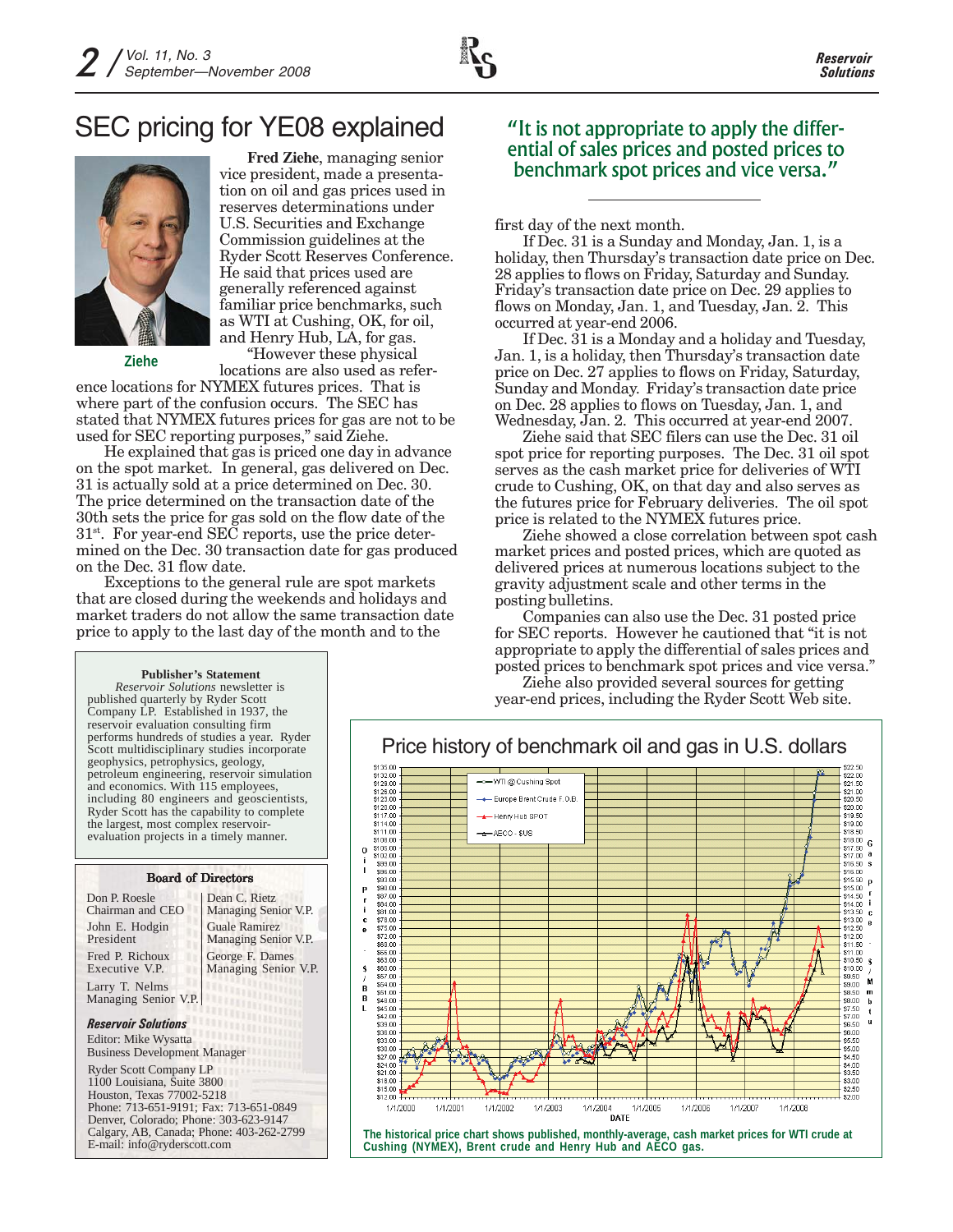# SEC pricing for YE08 explained

Ziehe

**Fred Ziehe**, managing senior vice president, made a presentation on oil and gas prices used in reserves determinations under U.S. Securities and Exchange Commission guidelines at the Ryder Scott Reserves Conference. He said that prices used are generally referenced against familiar price benchmarks, such as WTI at Cushing, OK, for oil, and Henry Hub, LA, for gas.

"However these physical locations are also used as reference locations for NYMEX futures prices. That is where part of the confusion occurs. The SEC has stated that NYMEX futures prices for gas are not to be used for SEC reporting purposes," said Ziehe.

He explained that gas is priced one day in advance on the spot market. In general, gas delivered on Dec. 31 is actually sold at a price determined on Dec. 30. The price determined on the transaction date of the 30th sets the price for gas sold on the flow date of the 31st. For year-end SEC reports, use the price determined on the Dec. 30 transaction date for gas produced on the Dec. 31 flow date.

Exceptions to the general rule are spot markets that are closed during the weekends and holidays and market traders do not allow the same transaction date price to apply to the last day of the month and to the first day of the next month.

If Dec. 31 is a Sunday and Monday, Jan. 1, is a holiday, then Thursday's transaction date price on Dec. 28 applies to flows on Friday, Saturday and Sunday. Friday's transaction date price on Dec. 29 applies to flows on Monday, Jan. 1, and Tuesday, Jan. 2. This occurred at year-end 2006.

If Dec. 31 is a Monday and a holiday and Tuesday, Jan. 1, is a holiday, then Thursday's transaction date price on Dec. 27 applies to flows on Friday, Saturday, Sunday and Monday. Friday's transaction date price on Dec. 28 applies to flows on Tuesday, Jan. 1, and Wednesday, Jan. 2. This occurred at year-end 2007.

Ziehe said that SEC filers can use the Dec. 31 oil spot price for reporting purposes. The Dec. 31 oil spot serves as the cash market price for deliveries of WTI crude to Cushing, OK, on that day and also serves as the futures price for February deliveries. The oil spot price is related to the NYMEX futures price.

Ziehe showed a close correlation between spot cash market prices and posted prices, which are quoted as delivered prices at numerous locations subject to the gravity adjustment scale and other terms in the posting bulletins.

Companies can also use the Dec. 31 posted price for SEC reports. However he cautioned that "it is not appropriate to apply the differential of sales prices and posted prices to benchmark spot prices and vice versa."

Ziehe also provided several sources for getting year-end prices, including the Ryder Scott Web site.

> "It is not appropriate to apply the differential of sales prices and posted prices to benchmark spot prices and vice versa."

## Price history of benchmark oil and gas in U.S. dollars

The historical price chart shows published, monthly-average, cash market prices for WTI crude at Cushing (NYMEX), Brent crude and Henry Hub and AECO gas.

### Publisher's Statement

*Reservoir Solutions* newsletter is published quarterly by Ryder Scott Company LP. Established in 1937, the reservoir evaluation consulting firm performs hundreds of studies a year. Ryder Scott multidisciplinary studies incorporate geophysics, petrophysics, geology, petroleum engineering, reservoir simulation and economics. With 115 employees, including 80 engineers and geoscientists, Ryder Scott has the capability to complete the largest, most complex reservoir-evaluation projects in a timely manner.

### Board of Directors

| | |
|---|---|
| Don P. Roesle<br>Chairman and CEO | Dean C. Rietz<br>Managing Senior V.P. |
| John E. Hodgin<br>President | Guale Ramirez<br>Managing Senior V.P. |
| Fred P. Richoux<br>Executive V.P. | George F. Dames<br>Managing Senior V.P. |
| Larry T. Nelms<br>Managing Senior V.P. | |

***Reservoir Solutions***
Editor: Mike Wysatta
Business Development Manager

Ryder Scott Company LP
1100 Louisiana, Suite 3800
Houston, Texas 77002-5218
Phone: 713-651-9191; Fax: 713-651-0849
Denver, Colorado; Phone: 303-623-9147
Calgary, AB, Canada; Phone: 403-262-2799
E-mail: info@ryderscott.com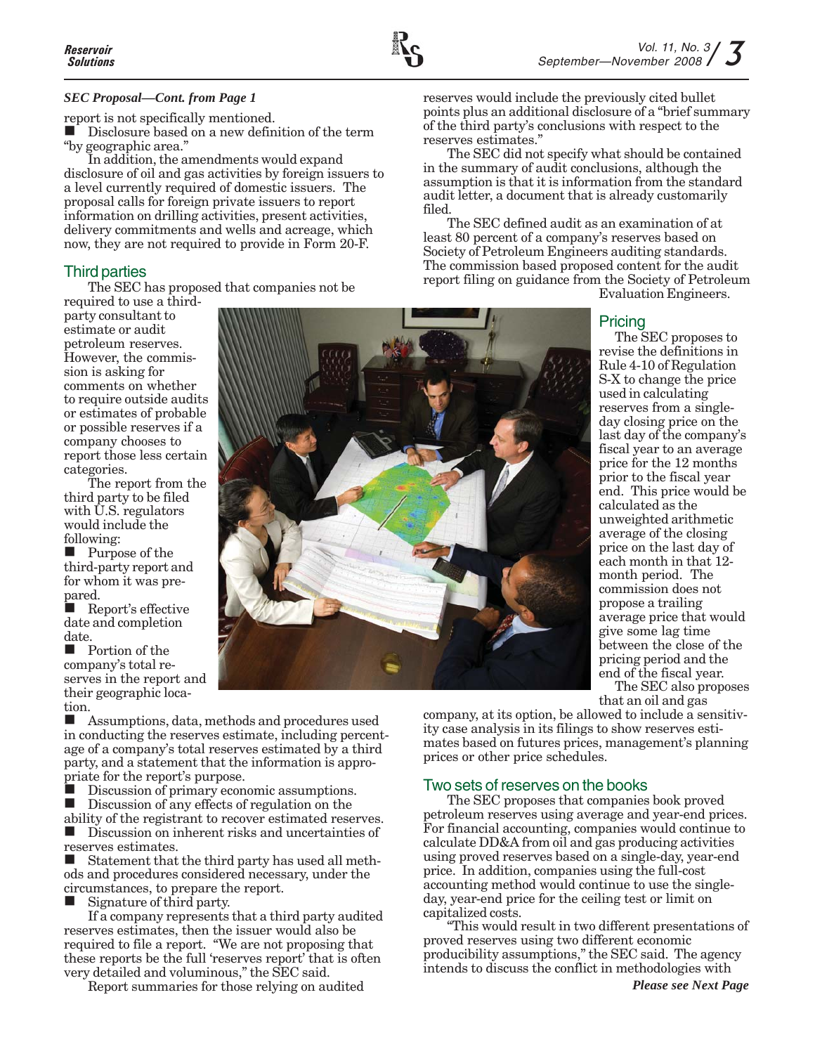*SEC Proposal—Cont. from Page 1*

report is not specifically mentioned.

- Disclosure based on a new definition of the term "by geographic area."

In addition, the amendments would expand disclosure of oil and gas activities by foreign issuers to a level currently required of domestic issuers. The proposal calls for foreign private issuers to report information on drilling activities, present activities, delivery commitments and wells and acreage, which now, they are not required to provide in Form 20-F.

## Third parties

The SEC has proposed that companies not be required to use a third-party consultant to estimate or audit petroleum reserves. However, the commission is asking for comments on whether to require outside audits or estimates of probable or possible reserves if a company chooses to report those less certain categories.

The report from the third party to be filed with U.S. regulators would include the following:

- Purpose of the third-party report and for whom it was prepared.
- Report's effective date and completion date.
- Portion of the company's total reserves in the report and their geographic location.
- Assumptions, data, methods and procedures used in conducting the reserves estimate, including percentage of a company's total reserves estimated by a third party, and a statement that the information is appropriate for the report's purpose.
- Discussion of primary economic assumptions.
- Discussion of any effects of regulation on the ability of the registrant to recover estimated reserves.
- Discussion on inherent risks and uncertainties of reserves estimates.
- Statement that the third party has used all methods and procedures considered necessary, under the circumstances, to prepare the report.
- Signature of third party.

If a company represents that a third party audited reserves estimates, then the issuer would also be required to file a report. "We are not proposing that these reports be the full 'reserves report' that is often very detailed and voluminous," the SEC said.

Report summaries for those relying on audited reserves would include the previously cited bullet points plus an additional disclosure of a "brief summary of the third party's conclusions with respect to the reserves estimates."

The SEC did not specify what should be contained in the summary of audit conclusions, although the assumption is that it is information from the standard audit letter, a document that is already customarily filed.

The SEC defined audit as an examination of at least 80 percent of a company's reserves based on Society of Petroleum Engineers auditing standards. The commission based proposed content for the audit report filing on guidance from the Society of Petroleum Evaluation Engineers.

## Pricing

The SEC proposes to revise the definitions in Rule 4-10 of Regulation S-X to change the price used in calculating reserves from a single-day closing price on the last day of the company's fiscal year to an average price for the 12 months prior to the fiscal year end. This price would be calculated as the unweighted arithmetic average of the closing price on the last day of each month in that 12-month period. The commission does not propose a trailing average price that would give some lag time between the close of the pricing period and the end of the fiscal year.

The SEC also proposes that an oil and gas company, at its option, be allowed to include a sensitivity case analysis in its filings to show reserves estimates based on futures prices, management's planning prices or other price schedules.

## Two sets of reserves on the books

The SEC proposes that companies book proved petroleum reserves using average and year-end prices. For financial accounting, companies would continue to calculate DD&A from oil and gas producing activities using proved reserves based on a single-day, year-end price. In addition, companies using the full-cost accounting method would continue to use the single-day, year-end price for the ceiling test or limit on capitalized costs.

"This would result in two different presentations of proved reserves using two different economic producibility assumptions," the SEC said. The agency intends to discuss the conflict in methodologies with

***Please see Next Page***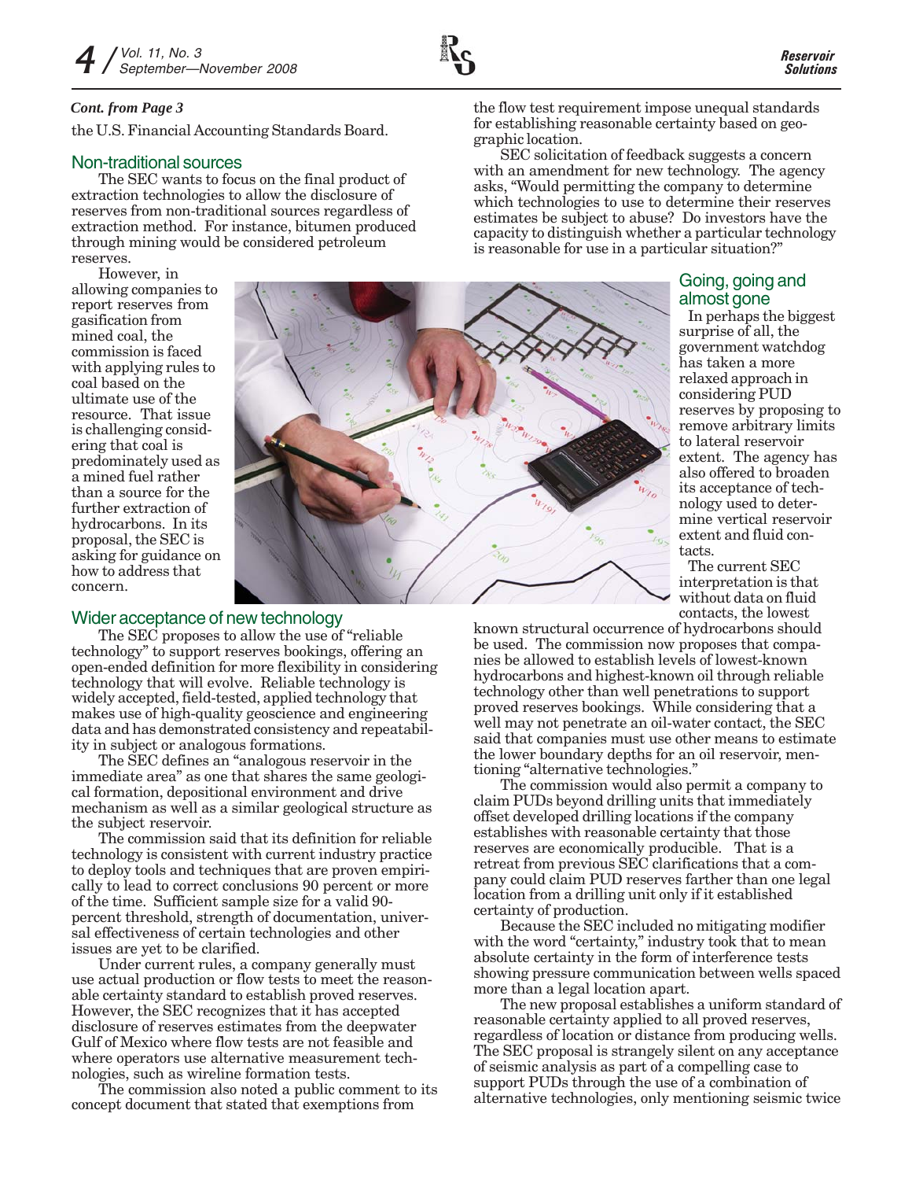*Cont. from Page 3*

the U.S. Financial Accounting Standards Board.

## Non-traditional sources

The SEC wants to focus on the final product of extraction technologies to allow the disclosure of reserves from non-traditional sources regardless of extraction method. For instance, bitumen produced through mining would be considered petroleum reserves.

However, in allowing companies to report reserves from gasification from mined coal, the commission is faced with applying rules to coal based on the ultimate use of the resource. That issue is challenging considering that coal is predominately used as a mined fuel rather than a source for the further extraction of hydrocarbons. In its proposal, the SEC is asking for guidance on how to address that concern.

## Wider acceptance of new technology

The SEC proposes to allow the use of "reliable technology" to support reserves bookings, offering an open-ended definition for more flexibility in considering technology that will evolve. Reliable technology is widely accepted, field-tested, applied technology that makes use of high-quality geoscience and engineering data and has demonstrated consistency and repeatability in subject or analogous formations.

The SEC defines an "analogous reservoir in the immediate area" as one that shares the same geological formation, depositional environment and drive mechanism as well as a similar geological structure as the subject reservoir.

The commission said that its definition for reliable technology is consistent with current industry practice to deploy tools and techniques that are proven empirically to lead to correct conclusions 90 percent or more of the time. Sufficient sample size for a valid 90-percent threshold, strength of documentation, universal effectiveness of certain technologies and other issues are yet to be clarified.

Under current rules, a company generally must use actual production or flow tests to meet the reasonable certainty standard to establish proved reserves. However, the SEC recognizes that it has accepted disclosure of reserves estimates from the deepwater Gulf of Mexico where flow tests are not feasible and where operators use alternative measurement technologies, such as wireline formation tests.

The commission also noted a public comment to its concept document that stated that exemptions from the flow test requirement impose unequal standards for establishing reasonable certainty based on geographic location.

SEC solicitation of feedback suggests a concern with an amendment for new technology. The agency asks, "Would permitting the company to determine which technologies to use to determine their reserves estimates be subject to abuse? Do investors have the capacity to distinguish whether a particular technology is reasonable for use in a particular situation?"

## Going, going and almost gone

In perhaps the biggest surprise of all, the government watchdog has taken a more relaxed approach in considering PUD reserves by proposing to remove arbitrary limits to lateral reservoir extent. The agency has also offered to broaden its acceptance of technology used to determine vertical reservoir extent and fluid contacts.

The current SEC interpretation is that without data on fluid contacts, the lowest known structural occurrence of hydrocarbons should be used. The commission now proposes that companies be allowed to establish levels of lowest-known hydrocarbons and highest-known oil through reliable technology other than well penetrations to support proved reserves bookings. While considering that a well may not penetrate an oil-water contact, the SEC said that companies must use other means to estimate the lower boundary depths for an oil reservoir, mentioning "alternative technologies."

The commission would also permit a company to claim PUDs beyond drilling units that immediately offset developed drilling locations if the company establishes with reasonable certainty that those reserves are economically producible. That is a retreat from previous SEC clarifications that a company could claim PUD reserves farther than one legal location from a drilling unit only if it established certainty of production.

Because the SEC included no mitigating modifier with the word "certainty," industry took that to mean absolute certainty in the form of interference tests showing pressure communication between wells spaced more than a legal location apart.

The new proposal establishes a uniform standard of reasonable certainty applied to all proved reserves, regardless of location or distance from producing wells. The SEC proposal is strangely silent on any acceptance of seismic analysis as part of a compelling case to support PUDs through the use of a combination of alternative technologies, only mentioning seismic twice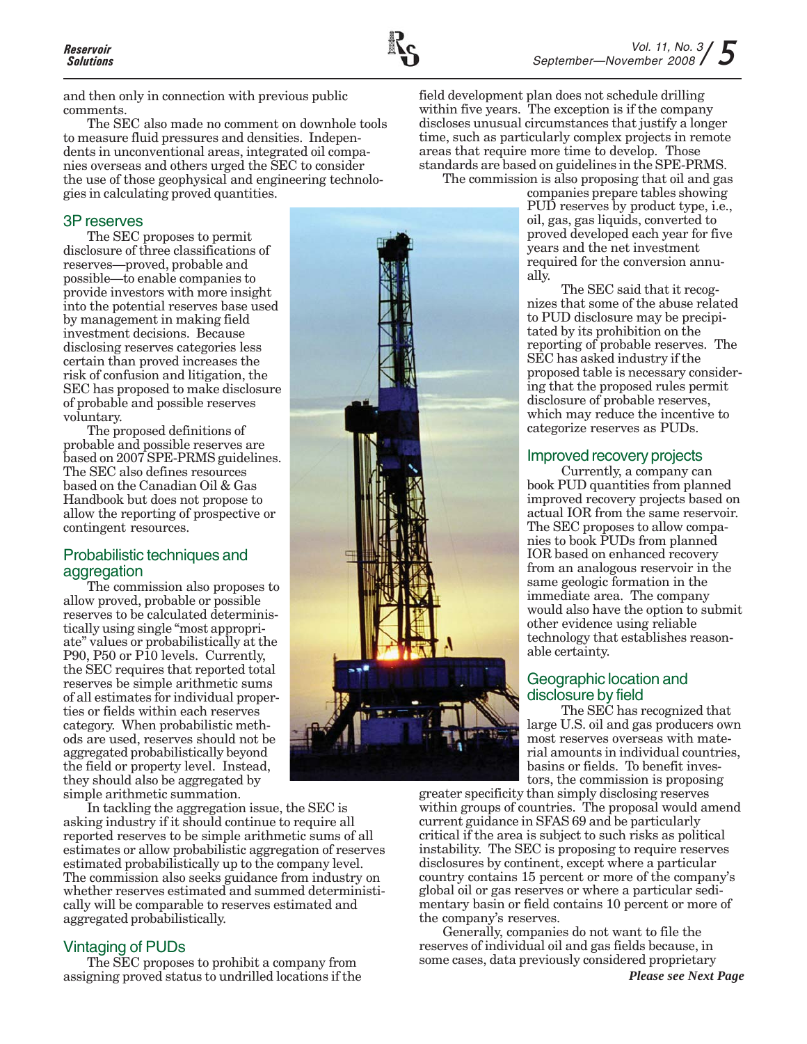and then only in connection with previous public comments.

The SEC also made no comment on downhole tools to measure fluid pressures and densities. Independents in unconventional areas, integrated oil companies overseas and others urged the SEC to consider the use of those geophysical and engineering technologies in calculating proved quantities.

## 3P reserves

The SEC proposes to permit disclosure of three classifications of reserves—proved, probable and possible—to enable companies to provide investors with more insight into the potential reserves base used by management in making field investment decisions. Because disclosing reserves categories less certain than proved increases the risk of confusion and litigation, the SEC has proposed to make disclosure of probable and possible reserves voluntary.

The proposed definitions of probable and possible reserves are based on 2007 SPE-PRMS guidelines. The SEC also defines resources based on the Canadian Oil & Gas Handbook but does not propose to allow the reporting of prospective or contingent resources.

## Probabilistic techniques and aggregation

The commission also proposes to allow proved, probable or possible reserves to be calculated deterministically using single "most appropriate" values or probabilistically at the P90, P50 or P10 levels. Currently, the SEC requires that reported total reserves be simple arithmetic sums of all estimates for individual properties or fields within each reserves category. When probabilistic methods are used, reserves should not be aggregated probabilistically beyond the field or property level. Instead, they should also be aggregated by simple arithmetic summation.

In tackling the aggregation issue, the SEC is asking industry if it should continue to require all reported reserves to be simple arithmetic sums of all estimates or allow probabilistic aggregation of reserves estimated probabilistically up to the company level. The commission also seeks guidance from industry on whether reserves estimated and summed deterministically will be comparable to reserves estimated and aggregated probabilistically.

## Vintaging of PUDs

The SEC proposes to prohibit a company from assigning proved status to undrilled locations if the field development plan does not schedule drilling within five years. The exception is if the company discloses unusual circumstances that justify a longer time, such as particularly complex projects in remote areas that require more time to develop. Those standards are based on guidelines in the SPE-PRMS.

The commission is also proposing that oil and gas companies prepare tables showing PUD reserves by product type, i.e., oil, gas, gas liquids, converted to proved developed each year for five years and the net investment required for the conversion annually.

The SEC said that it recognizes that some of the abuse related to PUD disclosure may be precipitated by its prohibition on the reporting of probable reserves. The SEC has asked industry if the proposed table is necessary considering that the proposed rules permit disclosure of probable reserves, which may reduce the incentive to categorize reserves as PUDs.

## Improved recovery projects

Currently, a company can book PUD quantities from planned improved recovery projects based on actual IOR from the same reservoir. The SEC proposes to allow companies to book PUDs from planned IOR based on enhanced recovery from an analogous reservoir in the same geologic formation in the immediate area. The company would also have the option to submit other evidence using reliable technology that establishes reasonable certainty.

## Geographic location and disclosure by field

The SEC has recognized that large U.S. oil and gas producers own most reserves overseas with material amounts in individual countries, basins or fields. To benefit investors, the commission is proposing greater specificity than simply disclosing reserves within groups of countries. The proposal would amend current guidance in SFAS 69 and be particularly critical if the area is subject to such risks as political instability. The SEC is proposing to require reserves disclosures by continent, except where a particular country contains 15 percent or more of the company's global oil or gas reserves or where a particular sedimentary basin or field contains 10 percent or more of the company's reserves.

Generally, companies do not want to file the reserves of individual oil and gas fields because, in some cases, data previously considered proprietary

***Please see Next Page***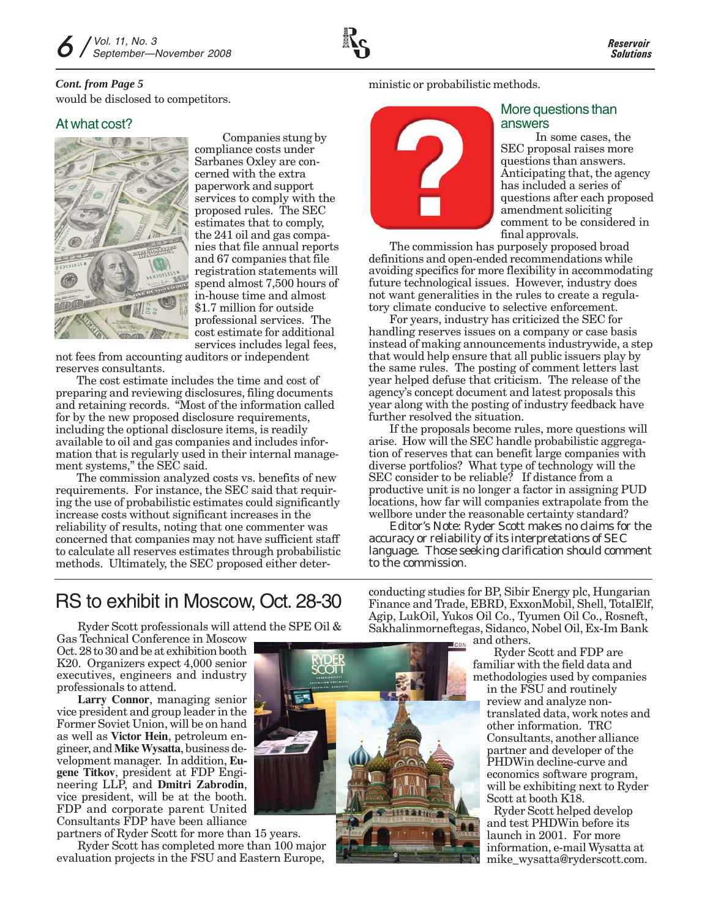*Cont. from Page 5*

would be disclosed to competitors.

## At what cost?

Companies stung by compliance costs under Sarbanes Oxley are concerned with the extra paperwork and support services to comply with the proposed rules. The SEC estimates that to comply, the 241 oil and gas companies that file annual reports and 67 companies that file registration statements will spend almost 7,500 hours of in-house time and almost \$1.7 million for outside professional services. The cost estimate for additional services includes legal fees, not fees from accounting auditors or independent reserves consultants.

The cost estimate includes the time and cost of preparing and reviewing disclosures, filing documents and retaining records. "Most of the information called for by the new proposed disclosure requirements, including the optional disclosure items, is readily available to oil and gas companies and includes information that is regularly used in their internal management systems," the SEC said.

The commission analyzed costs vs. benefits of new requirements. For instance, the SEC said that requiring the use of probabilistic estimates could significantly increase costs without significant increases in the reliability of results, noting that one commenter was concerned that companies may not have sufficient staff to calculate all reserves estimates through probabilistic methods. Ultimately, the SEC proposed either deterministic or probabilistic methods.

## More questions than answers

In some cases, the SEC proposal raises more questions than answers. Anticipating that, the agency has included a series of questions after each proposed amendment soliciting comment to be considered in final approvals.

The commission has purposely proposed broad definitions and open-ended recommendations while avoiding specifics for more flexibility in accommodating future technological issues. However, industry does not want generalities in the rules to create a regulatory climate conducive to selective enforcement.

For years, industry has criticized the SEC for handling reserves issues on a company or case basis instead of making announcements industrywide, a step that would help ensure that all public issuers play by the same rules. The posting of comment letters last year helped defuse that criticism. The release of the agency's concept document and latest proposals this year along with the posting of industry feedback have further resolved the situation.

If the proposals become rules, more questions will arise. How will the SEC handle probabilistic aggregation of reserves that can benefit large companies with diverse portfolios? What type of technology will the SEC consider to be reliable? If distance from a productive unit is no longer a factor in assigning PUD locations, how far will companies extrapolate from the wellbore under the reasonable certainty standard?

*Editor's Note: Ryder Scott makes no claims for the accuracy or reliability of its interpretations of SEC language. Those seeking clarification should comment to the commission.*

# RS to exhibit in Moscow, Oct. 28-30

Ryder Scott professionals will attend the SPE Oil & Gas Technical Conference in Moscow Oct. 28 to 30 and be at exhibition booth K20. Organizers expect 4,000 senior executives, engineers and industry professionals to attend.

**Larry Connor**, managing senior vice president and group leader in the Former Soviet Union, will be on hand as well as **Victor Hein**, petroleum engineer, and **Mike Wysatta**, business development manager. In addition, **Eugene Titkov**, president at FDP Engineering LLP, and **Dmitri Zabrodin**, vice president, will be at the booth. FDP and corporate parent United Consultants FDP have been alliance partners of Ryder Scott for more than 15 years.

Ryder Scott has completed more than 100 major evaluation projects in the FSU and Eastern Europe, conducting studies for BP, Sibir Energy plc, Hungarian Finance and Trade, EBRD, ExxonMobil, Shell, TotalElf, Agip, LukOil, Yukos Oil Co., Tyumen Oil Co., Rosneft, Sakhalinmorneftegas, Sidanco, Nobel Oil, Ex-Im Bank and others.

Ryder Scott and FDP are familiar with the field data and methodologies used by companies in the FSU and routinely review and analyze non-translated data, work notes and other information. TRC Consultants, another alliance partner and developer of the PHDWin decline-curve and economics software program, will be exhibiting next to Ryder Scott at booth K18.

Ryder Scott helped develop and test PHDWin before its launch in 2001. For more information, e-mail Wysatta at mike_wysatta@ryderscott.com.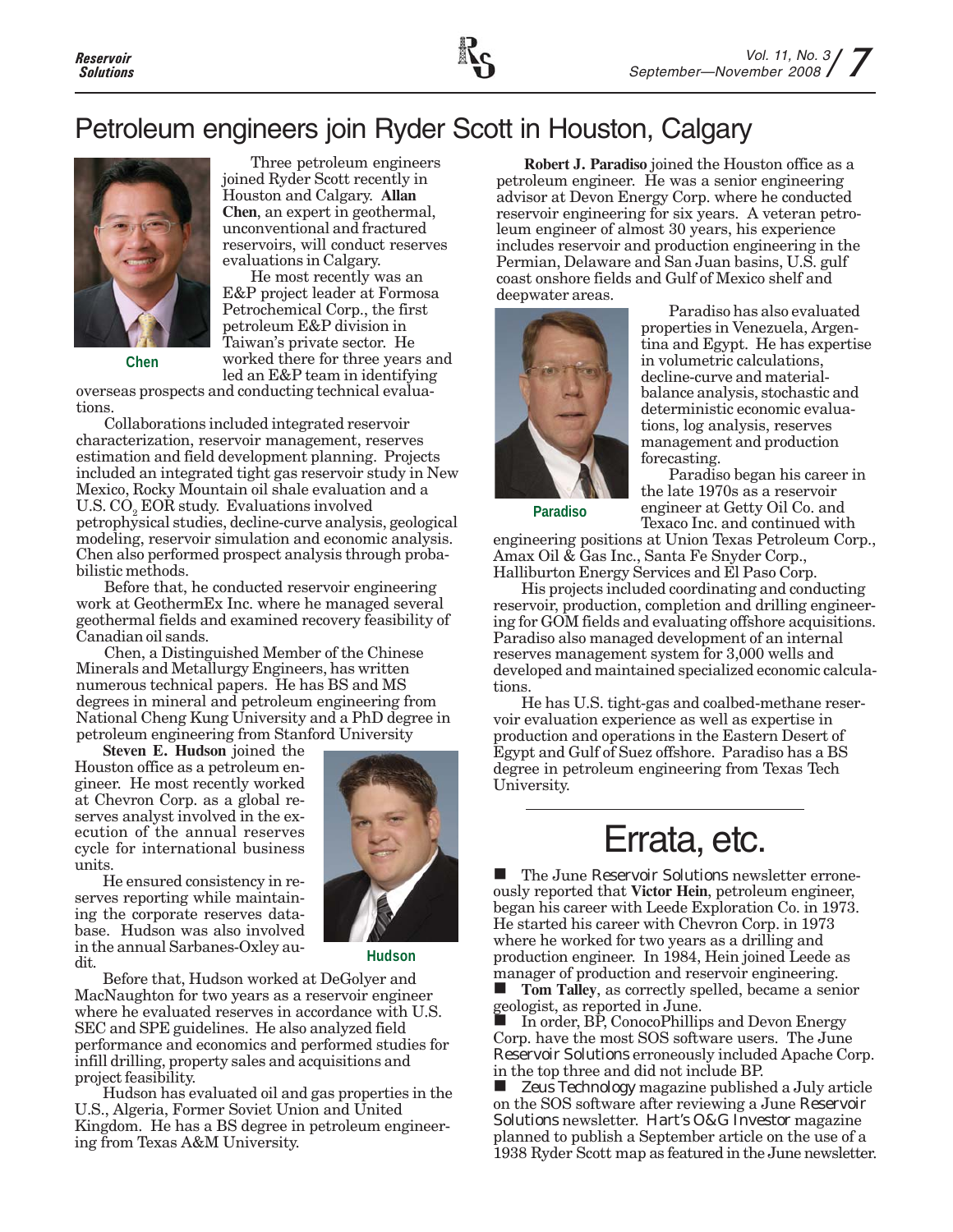# Petroleum engineers join Ryder Scott in Houston, Calgary

Chen

Three petroleum engineers joined Ryder Scott recently in Houston and Calgary. **Allan Chen**, an expert in geothermal, unconventional and fractured reservoirs, will conduct reserves evaluations in Calgary.

He most recently was an E&P project leader at Formosa Petrochemical Corp., the first petroleum E&P division in Taiwan's private sector. He worked there for three years and led an E&P team in identifying overseas prospects and conducting technical evaluations.

Collaborations included integrated reservoir characterization, reservoir management, reserves estimation and field development planning. Projects included an integrated tight gas reservoir study in New Mexico, Rocky Mountain oil shale evaluation and a U.S. $CO_2$ EOR study. Evaluations involved petrophysical studies, decline-curve analysis, geological modeling, reservoir simulation and economic analysis. Chen also performed prospect analysis through probabilistic methods.

Before that, he conducted reservoir engineering work at GeothermEx Inc. where he managed several geothermal fields and examined recovery feasibility of Canadian oil sands.

Chen, a Distinguished Member of the Chinese Minerals and Metallurgy Engineers, has written numerous technical papers. He has BS and MS degrees in mineral and petroleum engineering from National Cheng Kung University and a PhD degree in petroleum engineering from Stanford University

**Steven E. Hudson** joined the Houston office as a petroleum engineer. He most recently worked at Chevron Corp. as a global reserves analyst involved in the execution of the annual reserves cycle for international business units.

He ensured consistency in reserves reporting while maintaining the corporate reserves database. Hudson was also involved in the annual Sarbanes-Oxley audit.

Hudson

Before that, Hudson worked at DeGolyer and MacNaughton for two years as a reservoir engineer where he evaluated reserves in accordance with U.S. SEC and SPE guidelines. He also analyzed field performance and economics and performed studies for infill drilling, property sales and acquisitions and project feasibility.

Hudson has evaluated oil and gas properties in the U.S., Algeria, Former Soviet Union and United Kingdom. He has a BS degree in petroleum engineering from Texas A&M University.

**Robert J. Paradiso** joined the Houston office as a petroleum engineer. He was a senior engineering advisor at Devon Energy Corp. where he conducted reservoir engineering for six years. A veteran petroleum engineer of almost 30 years, his experience includes reservoir and production engineering in the Permian, Delaware and San Juan basins, U.S. gulf coast onshore fields and Gulf of Mexico shelf and deepwater areas.

Paradiso

Paradiso has also evaluated properties in Venezuela, Argentina and Egypt. He has expertise in volumetric calculations, decline-curve and material-balance analysis, stochastic and deterministic economic evaluations, log analysis, reserves management and production forecasting.

Paradiso began his career in the late 1970s as a reservoir engineer at Getty Oil Co. and Texaco Inc. and continued with engineering positions at Union Texas Petroleum Corp., Amax Oil & Gas Inc., Santa Fe Snyder Corp., Halliburton Energy Services and El Paso Corp.

His projects included coordinating and conducting reservoir, production, completion and drilling engineering for GOM fields and evaluating offshore acquisitions. Paradiso also managed development of an internal reserves management system for 3,000 wells and developed and maintained specialized economic calculations.

He has U.S. tight-gas and coalbed-methane reservoir evaluation experience as well as expertise in production and operations in the Eastern Desert of Egypt and Gulf of Suez offshore. Paradiso has a BS degree in petroleum engineering from Texas Tech University.

# Errata, etc.

- The June *Reservoir Solutions* newsletter erroneously reported that **Victor Hein**, petroleum engineer, began his career with Leede Exploration Co. in 1973. He started his career with Chevron Corp. in 1973 where he worked for two years as a drilling and production engineer. In 1984, Hein joined Leede as manager of production and reservoir engineering.
- **Tom Talley**, as correctly spelled, became a senior geologist, as reported in June.
- In order, BP, ConocoPhillips and Devon Energy Corp. have the most SOS software users. The June *Reservoir Solutions* erroneously included Apache Corp. in the top three and did not include BP.
- *Zeus Technology* magazine published a July article on the SOS software after reviewing a June *Reservoir Solutions* newsletter. *Hart's O&G Investor* magazine planned to publish a September article on the use of a 1938 Ryder Scott map as featured in the June newsletter.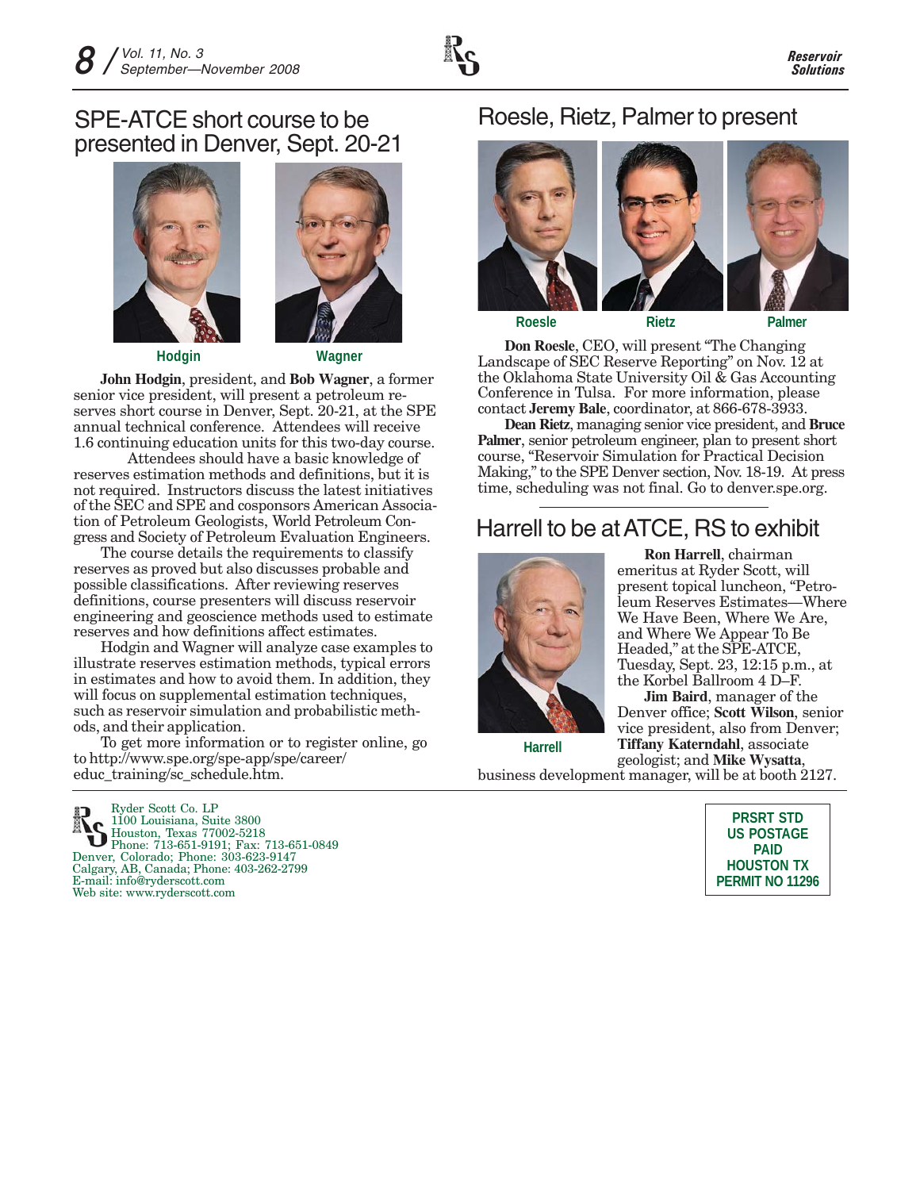## SPE-ATCE short course to be presented in Denver, Sept. 20-21

Hodgin

Wagner

**John Hodgin**, president, and **Bob Wagner**, a former senior vice president, will present a petroleum reserves short course in Denver, Sept. 20-21, at the SPE annual technical conference. Attendees will receive 1.6 continuing education units for this two-day course.

Attendees should have a basic knowledge of reserves estimation methods and definitions, but it is not required. Instructors discuss the latest initiatives of the SEC and SPE and cosponsors American Association of Petroleum Geologists, World Petroleum Congress and Society of Petroleum Evaluation Engineers.

The course details the requirements to classify reserves as proved but also discusses probable and possible classifications. After reviewing reserves definitions, course presenters will discuss reservoir engineering and geoscience methods used to estimate reserves and how definitions affect estimates.

Hodgin and Wagner will analyze case examples to illustrate reserves estimation methods, typical errors in estimates and how to avoid them. In addition, they will focus on supplemental estimation techniques, such as reservoir simulation and probabilistic methods, and their application.

To get more information or to register online, go to http://www.spe.org/spe-app/spe/career/educ_training/sc_schedule.htm.

## Roesle, Rietz, Palmer to present

Roesle

Rietz

Palmer

**Don Roesle**, CEO, will present "The Changing Landscape of SEC Reserve Reporting" on Nov. 12 at the Oklahoma State University Oil & Gas Accounting Conference in Tulsa. For more information, please contact **Jeremy Bale**, coordinator, at 866-678-3933.

**Dean Rietz**, managing senior vice president, and **Bruce Palmer**, senior petroleum engineer, plan to present short course, "Reservoir Simulation for Practical Decision Making," to the SPE Denver section, Nov. 18-19. At press time, scheduling was not final. Go to denver.spe.org.

## Harrell to be at ATCE, RS to exhibit

Harrell

**Ron Harrell**, chairman emeritus at Ryder Scott, will present topical luncheon, "Petroleum Reserves Estimates—Where We Have Been, Where We Are, and Where We Appear To Be Headed," at the SPE-ATCE, Tuesday, Sept. 23, 12:15 p.m., at the Korbel Ballroom 4 D–F.

**Jim Baird**, manager of the Denver office; **Scott Wilson**, senior vice president, also from Denver; **Tiffany Katerndahl**, associate geologist; and **Mike Wysatta**, business development manager, will be at booth 2127.

---

Ryder Scott Co. LP
1100 Louisiana, Suite 3800
Houston, Texas 77002-5218
Phone: 713-651-9191; Fax: 713-651-0849
Denver, Colorado; Phone: 303-623-9147
Calgary, AB, Canada; Phone: 403-262-2799
E-mail: info@ryderscott.com
Web site: www.ryderscott.com

PRSRT STD
US POSTAGE
PAID
HOUSTON TX
PERMIT NO 11296